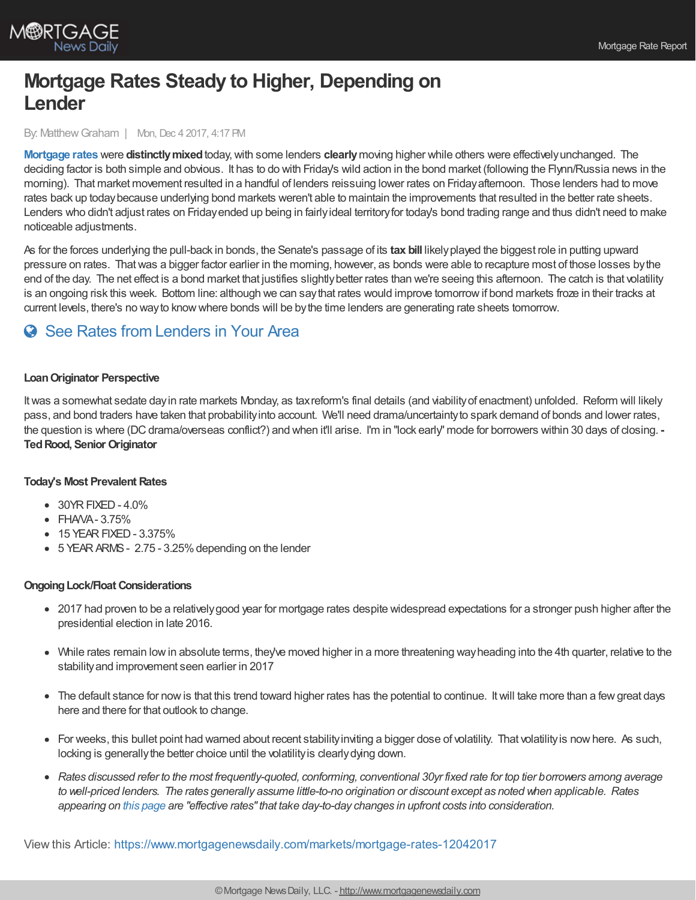# Mortgage Rates Steady to Higher, Depending on Lender

By: Matthew Graham | Mon, Dec 4 2017, 4:17 PM

**Mortgage rates** were **distinctly mixed** today, with some lenders **clearly** moving higher while others were effectively unchanged. The deciding factor is both simple and obvious. It has to do with Friday's wild action in the bond market (following the Flynn/Russia news in the morning). That market movement resulted in a handful of lenders reissuing lower rates on Friday afternoon. Those lenders had to move rates back up today because underlying bond markets weren't able to maintain the improvements that resulted in the better rate sheets. Lenders who didn't adjust rates on Friday ended up being in fairly ideal territory for today's bond trading range and thus didn't need to make noticeable adjustments.

As for the forces underlying the pull-back in bonds, the Senate's passage of its **tax bill** likely played the biggest role in putting upward pressure on rates. That was a bigger factor earlier in the morning, however, as bonds were able to recapture most of those losses by the end of the day. The net effect is a bond market that justifies slightly better rates than we're seeing this afternoon. The catch is that volatility is an ongoing risk this week. Bottom line: although we can say that rates would improve tomorrow if bond markets froze in their tracks at current levels, there's no way to know where bonds will be by the time lenders are generating rate sheets tomorrow.

See Rates from Lenders in Your Area

**Loan Originator Perspective**

It was a somewhat sedate day in rate markets Monday, as tax reform's final details (and viability of enactment) unfolded. Reform will likely pass, and bond traders have taken that probability into account. We'll need drama/uncertainty to spark demand of bonds and lower rates, the question is where (DC drama/overseas conflict?) and when it'll arise. I'm in "lock early" mode for borrowers within 30 days of closing. **- Ted Rood, Senior Originator**

**Today's Most Prevalent Rates**

- 30YR FIXED - 4.0%
- FHA/VA - 3.75%
- 15 YEAR FIXED - 3.375%
- 5 YEAR ARMS - 2.75 - 3.25% depending on the lender

**Ongoing Lock/Float Considerations**

- 2017 had proven to be a relatively good year for mortgage rates despite widespread expectations for a stronger push higher after the presidential election in late 2016.
- While rates remain low in absolute terms, they've moved higher in a more threatening way heading into the 4th quarter, relative to the stability and improvement seen earlier in 2017
- The default stance for now is that this trend toward higher rates has the potential to continue. It will take more than a few great days here and there for that outlook to change.
- For weeks, this bullet point had warned about recent stability inviting a bigger dose of volatility. That volatility is now here. As such, locking is generally the better choice until the volatility is clearly dying down.
- *Rates discussed refer to the most frequently-quoted, conforming, conventional 30yr fixed rate for top tier borrowers among average to well-priced lenders. The rates generally assume little-to-no origination or discount except as noted when applicable. Rates appearing on this page are "effective rates" that take day-to-day changes in upfront costs into consideration.*

View this Article: https://www.mortgagenewsdaily.com/markets/mortgage-rates-12042017